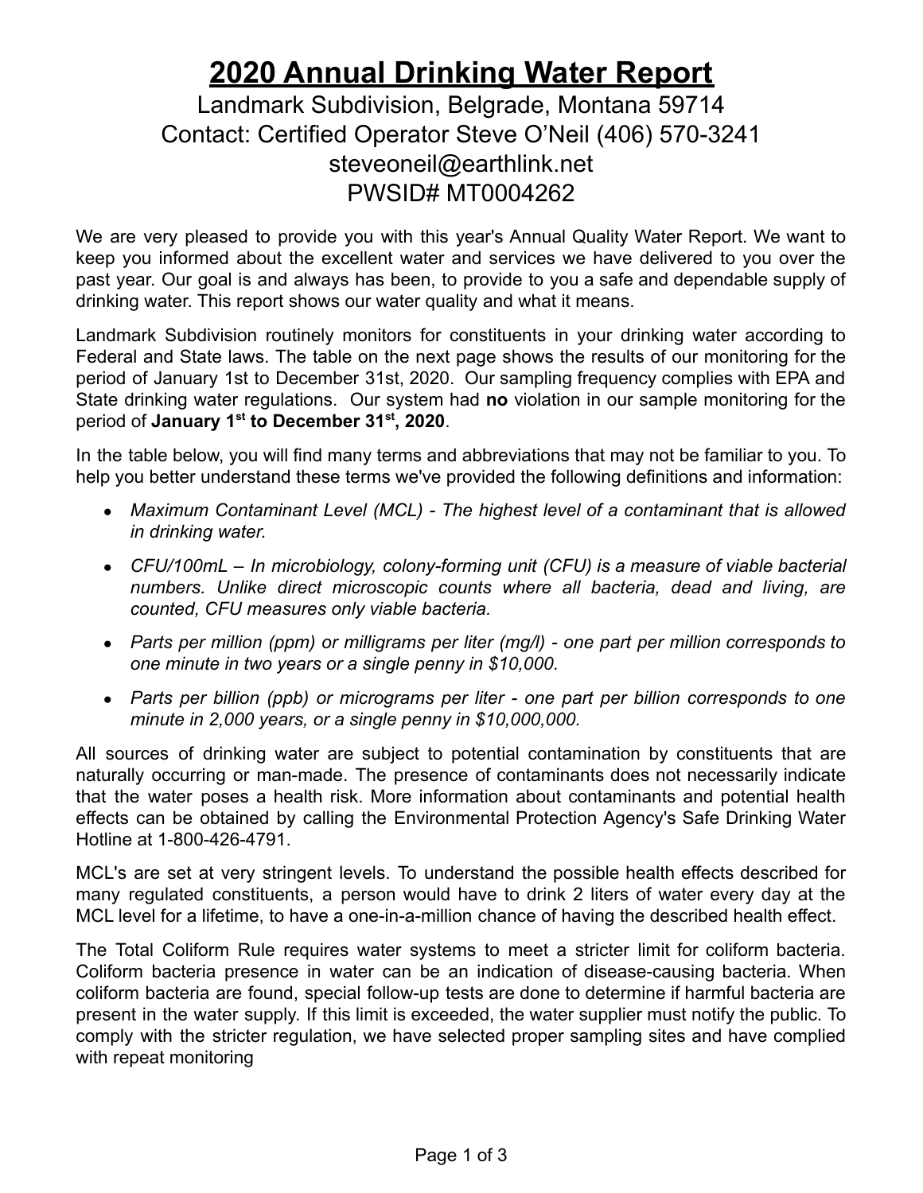# 2020 Annual Drinking Water Report

Landmark Subdivision, Belgrade, Montana 59714
Contact: Certified Operator Steve O'Neil (406) 570-3241
steveoneil@earthlink.net
PWSID# MT0004262

We are very pleased to provide you with this year's Annual Quality Water Report. We want to keep you informed about the excellent water and services we have delivered to you over the past year. Our goal is and always has been, to provide to you a safe and dependable supply of drinking water. This report shows our water quality and what it means.

Landmark Subdivision routinely monitors for constituents in your drinking water according to Federal and State laws. The table on the next page shows the results of our monitoring for the period of January 1st to December 31st, 2020. Our sampling frequency complies with EPA and State drinking water regulations. Our system had **no** violation in our sample monitoring for the period of **January 1st to December 31st, 2020**.

In the table below, you will find many terms and abbreviations that may not be familiar to you. To help you better understand these terms we've provided the following definitions and information:

- *Maximum Contaminant Level (MCL) - The highest level of a contaminant that is allowed in drinking water.*
- *CFU/100mL – In microbiology, colony-forming unit (CFU) is a measure of viable bacterial numbers. Unlike direct microscopic counts where all bacteria, dead and living, are counted, CFU measures only viable bacteria.*
- *Parts per million (ppm) or milligrams per liter (mg/l) - one part per million corresponds to one minute in two years or a single penny in $10,000.*
- *Parts per billion (ppb) or micrograms per liter - one part per billion corresponds to one minute in 2,000 years, or a single penny in $10,000,000.*

All sources of drinking water are subject to potential contamination by constituents that are naturally occurring or man-made. The presence of contaminants does not necessarily indicate that the water poses a health risk. More information about contaminants and potential health effects can be obtained by calling the Environmental Protection Agency's Safe Drinking Water Hotline at 1-800-426-4791.

MCL's are set at very stringent levels. To understand the possible health effects described for many regulated constituents, a person would have to drink 2 liters of water every day at the MCL level for a lifetime, to have a one-in-a-million chance of having the described health effect.

The Total Coliform Rule requires water systems to meet a stricter limit for coliform bacteria. Coliform bacteria presence in water can be an indication of disease-causing bacteria. When coliform bacteria are found, special follow-up tests are done to determine if harmful bacteria are present in the water supply. If this limit is exceeded, the water supplier must notify the public. To comply with the stricter regulation, we have selected proper sampling sites and have complied with repeat monitoring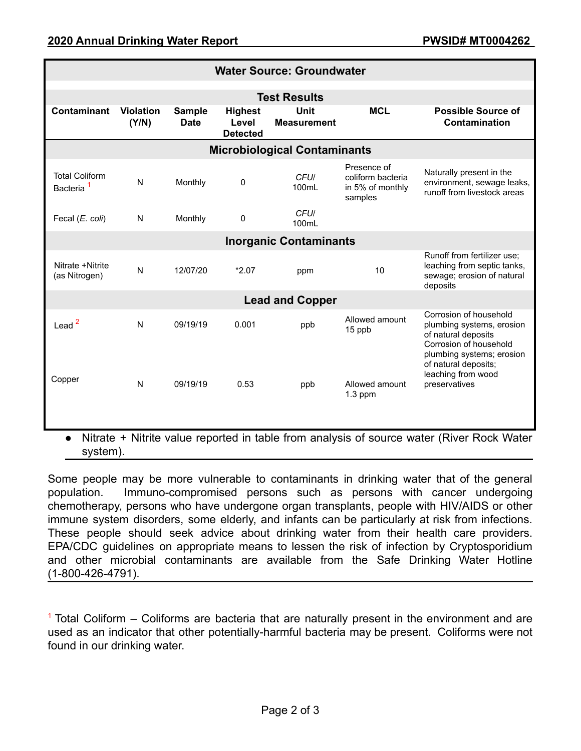| Water Source: Groundwater | | | | | | |
|---|---|---|---|---|---|---|
| **Test Results** | | | | | | |
| **Contaminant** | **Violation (Y/N)** | **Sample Date** | **Highest Level Detected** | **Unit Measurement** | **MCL** | **Possible Source of Contamination** |
| **Microbiological Contaminants** | | | | | | |
| Total Coliform Bacteria [1] | N | Monthly | 0 | *CFU/* 100mL | Presence of coliform bacteria in 5% of monthly samples | Naturally present in the environment, sewage leaks, runoff from livestock areas |
| Fecal (*E. coli*) | N | Monthly | 0 | *CFU/* 100mL | | |
| **Inorganic Contaminants** | | | | | | |
| Nitrate +Nitrite (as Nitrogen) | N | 12/07/20 | *2.07 | ppm | 10 | Runoff from fertilizer use; leaching from septic tanks, sewage; erosion of natural deposits |
| **Lead and Copper** | | | | | | |
| Lead [2] | N | 09/19/19 | 0.001 | ppb | Allowed amount 15 ppb | Corrosion of household plumbing systems, erosion of natural deposits |
| Copper | N | 09/19/19 | 0.53 | ppb | Allowed amount 1.3 ppm | Corrosion of household plumbing systems; erosion of natural deposits; leaching from wood preservatives |

- Nitrate + Nitrite value reported in table from analysis of source water (River Rock Water system).

Some people may be more vulnerable to contaminants in drinking water that of the general population. Immuno-compromised persons such as persons with cancer undergoing chemotherapy, persons who have undergone organ transplants, people with HIV/AIDS or other immune system disorders, some elderly, and infants can be particularly at risk from infections. These people should seek advice about drinking water from their health care providers. EPA/CDC guidelines on appropriate means to lessen the risk of infection by Cryptosporidium and other microbial contaminants are available from the Safe Drinking Water Hotline (1-800-426-4791).

[1] Total Coliform – Coliforms are bacteria that are naturally present in the environment and are used as an indicator that other potentially-harmful bacteria may be present. Coliforms were not found in our drinking water.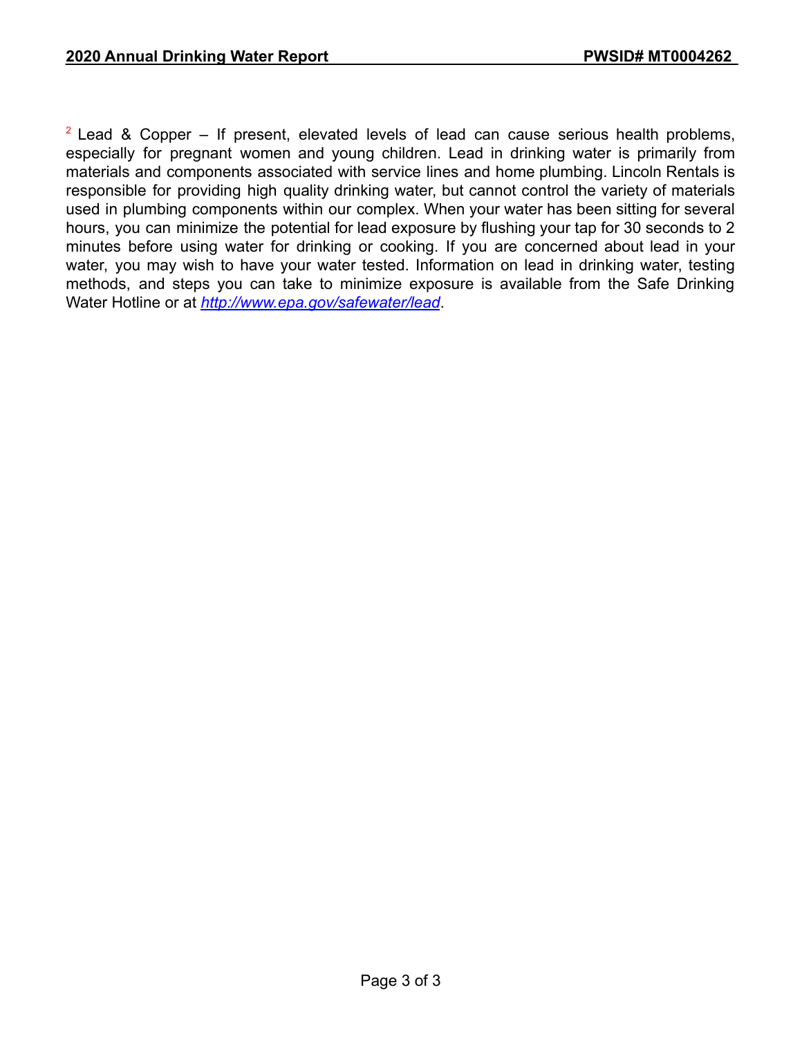[2] Lead & Copper – If present, elevated levels of lead can cause serious health problems, especially for pregnant women and young children. Lead in drinking water is primarily from materials and components associated with service lines and home plumbing. Lincoln Rentals is responsible for providing high quality drinking water, but cannot control the variety of materials used in plumbing components within our complex. When your water has been sitting for several hours, you can minimize the potential for lead exposure by flushing your tap for 30 seconds to 2 minutes before using water for drinking or cooking. If you are concerned about lead in your water, you may wish to have your water tested. Information on lead in drinking water, testing methods, and steps you can take to minimize exposure is available from the Safe Drinking Water Hotline or at *http://www.epa.gov/safewater/lead*.